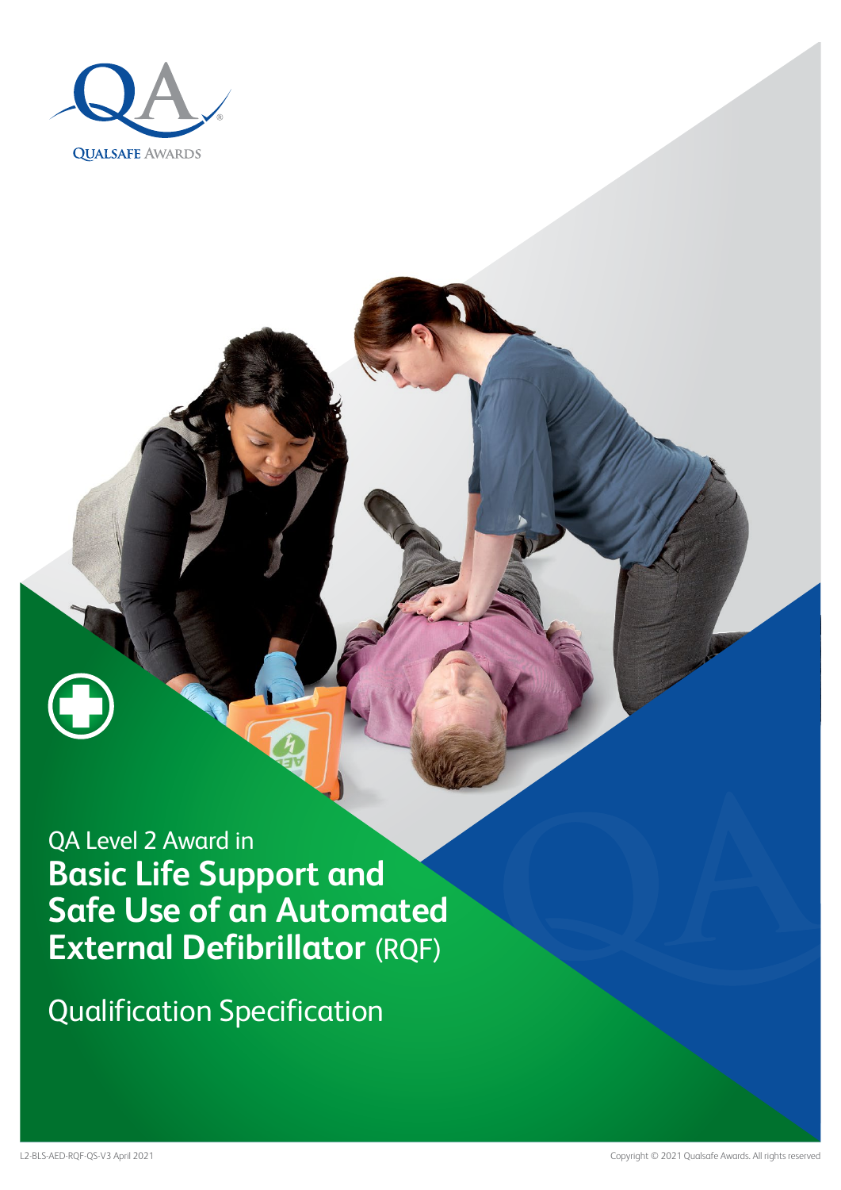QUALSAFE AWARDS

QA Level 2 Award in

# Basic Life Support and Safe Use of an Automated External Defibrillator (RQF)

## Qualification Specification

L2-BLS-AED-RQF-QS-V3 April 2021

Copyright © 2021 Qualsafe Awards. All rights reserved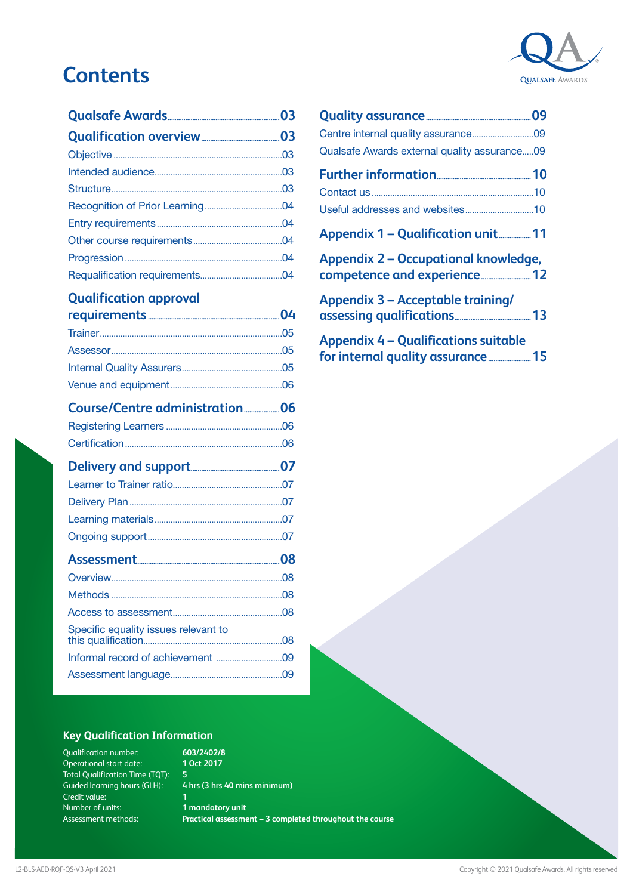# Contents

**Qualsafe Awards** ........ 03

**Qualification overview** ........ 03

- Objective ........ 03
- Intended audience ........ 03
- Structure ........ 03
- Recognition of Prior Learning ........ 04
- Entry requirements ........ 04
- Other course requirements ........ 04
- Progression ........ 04
- Requalification requirements ........ 04

**Qualification approval requirements** ........ 04

- Trainer ........ 05
- Assessor ........ 05
- Internal Quality Assurers ........ 05
- Venue and equipment ........ 06

**Course/Centre administration** ........ 06

- Registering Learners ........ 06
- Certification ........ 06

**Delivery and support** ........ 07

- Learner to Trainer ratio ........ 07
- Delivery Plan ........ 07
- Learning materials ........ 07
- Ongoing support ........ 07

**Assessment** ........ 08

- Overview ........ 08
- Methods ........ 08
- Access to assessment ........ 08
- Specific equality issues relevant to this qualification ........ 08
- Informal record of achievement ........ 09
- Assessment language ........ 09

**Quality assurance** ........ 09

- Centre internal quality assurance ........ 09
- Qualsafe Awards external quality assurance ........ 09

**Further information** ........ 10

- Contact us ........ 10
- Useful addresses and websites ........ 10

**Appendix 1 – Qualification unit** ........ 11

**Appendix 2 – Occupational knowledge, competence and experience** ........ 12

**Appendix 3 – Acceptable training/assessing qualifications** ........ 13

**Appendix 4 – Qualifications suitable for internal quality assurance** ........ 15

## Key Qualification Information

| | |
|---|---|
| Qualification number: | **603/2402/8** |
| Operational start date: | **1 Oct 2017** |
| Total Qualification Time (TQT): | **5** |
| Guided learning hours (GLH): | **4 hrs (3 hrs 40 mins minimum)** |
| Credit value: | **1** |
| Number of units: | **1 mandatory unit** |
| Assessment methods: | **Practical assessment – 3 completed throughout the course** |

L2-BLS-AED-RQF-QS-V3 April 2021

Copyright © 2021 Qualsafe Awards. All rights reserved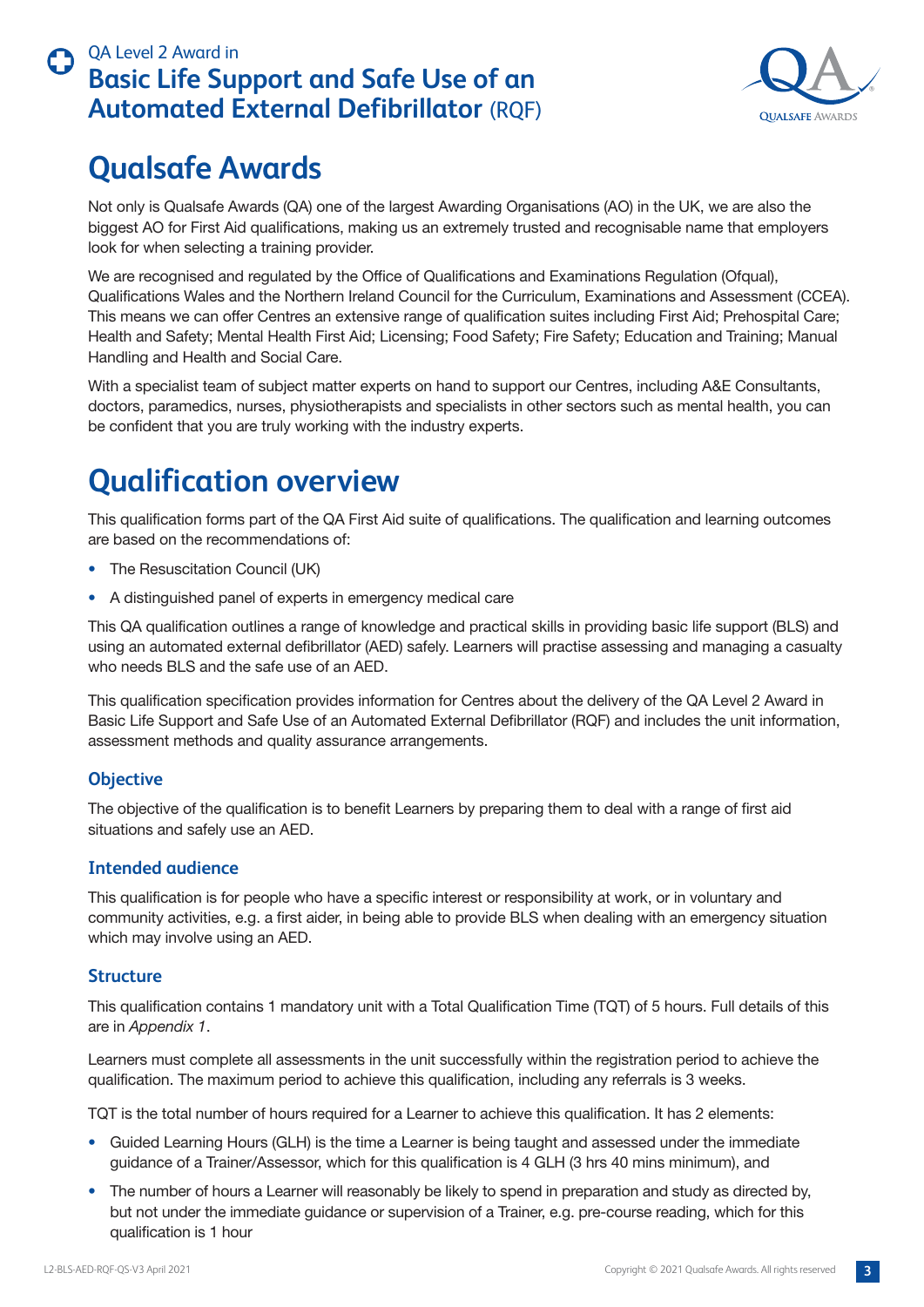# Qualsafe Awards

Not only is Qualsafe Awards (QA) one of the largest Awarding Organisations (AO) in the UK, we are also the biggest AO for First Aid qualifications, making us an extremely trusted and recognisable name that employers look for when selecting a training provider.

We are recognised and regulated by the Office of Qualifications and Examinations Regulation (Ofqual), Qualifications Wales and the Northern Ireland Council for the Curriculum, Examinations and Assessment (CCEA). This means we can offer Centres an extensive range of qualification suites including First Aid; Prehospital Care; Health and Safety; Mental Health First Aid; Licensing; Food Safety; Fire Safety; Education and Training; Manual Handling and Health and Social Care.

With a specialist team of subject matter experts on hand to support our Centres, including A&E Consultants, doctors, paramedics, nurses, physiotherapists and specialists in other sectors such as mental health, you can be confident that you are truly working with the industry experts.

# Qualification overview

This qualification forms part of the QA First Aid suite of qualifications. The qualification and learning outcomes are based on the recommendations of:

- The Resuscitation Council (UK)
- A distinguished panel of experts in emergency medical care

This QA qualification outlines a range of knowledge and practical skills in providing basic life support (BLS) and using an automated external defibrillator (AED) safely. Learners will practise assessing and managing a casualty who needs BLS and the safe use of an AED.

This qualification specification provides information for Centres about the delivery of the QA Level 2 Award in Basic Life Support and Safe Use of an Automated External Defibrillator (RQF) and includes the unit information, assessment methods and quality assurance arrangements.

## Objective

The objective of the qualification is to benefit Learners by preparing them to deal with a range of first aid situations and safely use an AED.

## Intended audience

This qualification is for people who have a specific interest or responsibility at work, or in voluntary and community activities, e.g. a first aider, in being able to provide BLS when dealing with an emergency situation which may involve using an AED.

## Structure

This qualification contains 1 mandatory unit with a Total Qualification Time (TQT) of 5 hours. Full details of this are in *Appendix 1*.

Learners must complete all assessments in the unit successfully within the registration period to achieve the qualification. The maximum period to achieve this qualification, including any referrals is 3 weeks.

TQT is the total number of hours required for a Learner to achieve this qualification. It has 2 elements:

- Guided Learning Hours (GLH) is the time a Learner is being taught and assessed under the immediate guidance of a Trainer/Assessor, which for this qualification is 4 GLH (3 hrs 40 mins minimum), and
- The number of hours a Learner will reasonably be likely to spend in preparation and study as directed by, but not under the immediate guidance or supervision of a Trainer, e.g. pre-course reading, which for this qualification is 1 hour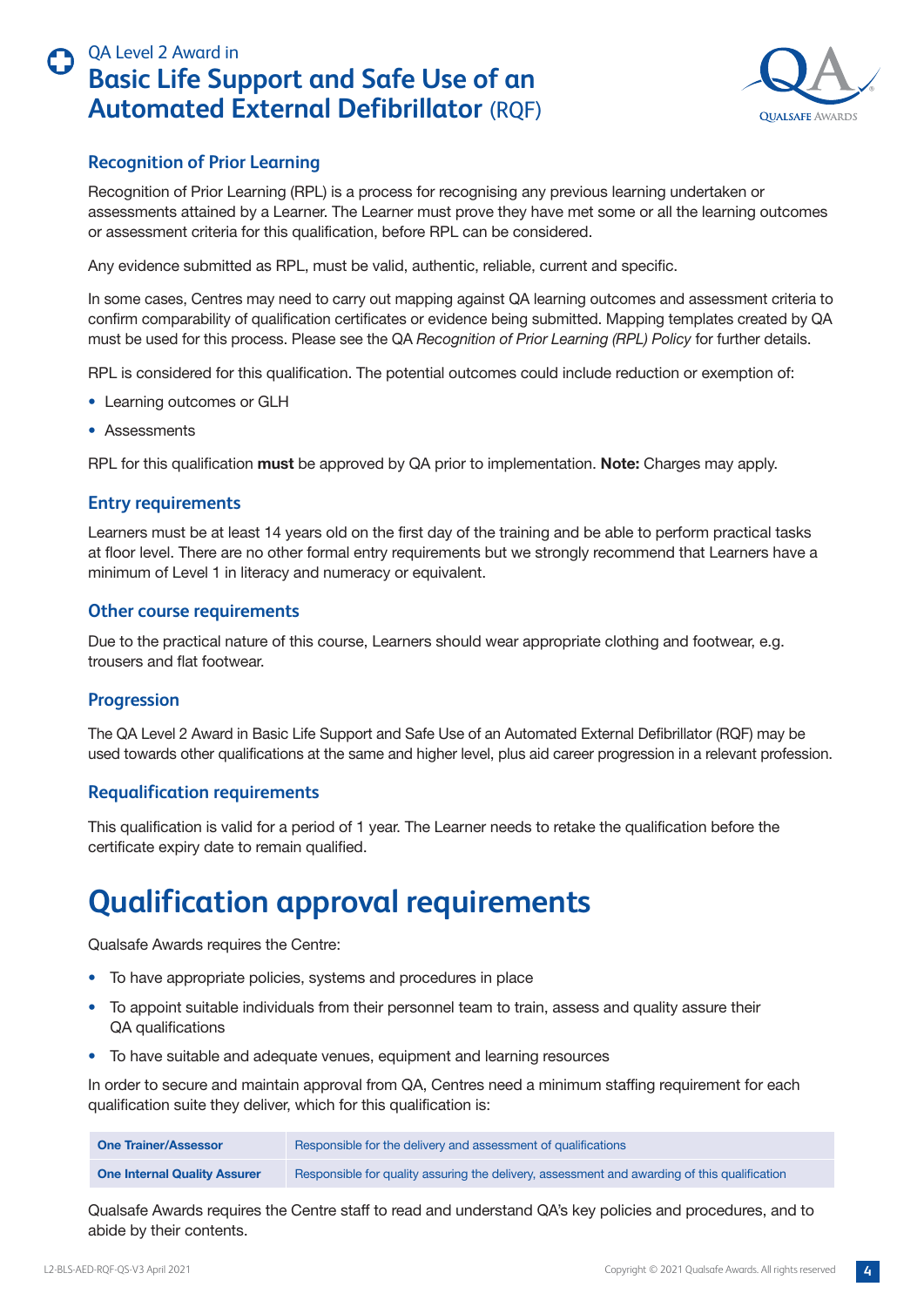## Recognition of Prior Learning

Recognition of Prior Learning (RPL) is a process for recognising any previous learning undertaken or assessments attained by a Learner. The Learner must prove they have met some or all the learning outcomes or assessment criteria for this qualification, before RPL can be considered.

Any evidence submitted as RPL, must be valid, authentic, reliable, current and specific.

In some cases, Centres may need to carry out mapping against QA learning outcomes and assessment criteria to confirm comparability of qualification certificates or evidence being submitted. Mapping templates created by QA must be used for this process. Please see the QA *Recognition of Prior Learning (RPL) Policy* for further details.

RPL is considered for this qualification. The potential outcomes could include reduction or exemption of:

- Learning outcomes or GLH
- Assessments

RPL for this qualification **must** be approved by QA prior to implementation. **Note:** Charges may apply.

## Entry requirements

Learners must be at least 14 years old on the first day of the training and be able to perform practical tasks at floor level. There are no other formal entry requirements but we strongly recommend that Learners have a minimum of Level 1 in literacy and numeracy or equivalent.

## Other course requirements

Due to the practical nature of this course, Learners should wear appropriate clothing and footwear, e.g. trousers and flat footwear.

## Progression

The QA Level 2 Award in Basic Life Support and Safe Use of an Automated External Defibrillator (RQF) may be used towards other qualifications at the same and higher level, plus aid career progression in a relevant profession.

## Requalification requirements

This qualification is valid for a period of 1 year. The Learner needs to retake the qualification before the certificate expiry date to remain qualified.

# Qualification approval requirements

Qualsafe Awards requires the Centre:

- To have appropriate policies, systems and procedures in place
- To appoint suitable individuals from their personnel team to train, assess and quality assure their QA qualifications
- To have suitable and adequate venues, equipment and learning resources

In order to secure and maintain approval from QA, Centres need a minimum staffing requirement for each qualification suite they deliver, which for this qualification is:

| | |
|---|---|
| **One Trainer/Assessor** | Responsible for the delivery and assessment of qualifications |
| **One Internal Quality Assurer** | Responsible for quality assuring the delivery, assessment and awarding of this qualification |

Qualsafe Awards requires the Centre staff to read and understand QA's key policies and procedures, and to abide by their contents.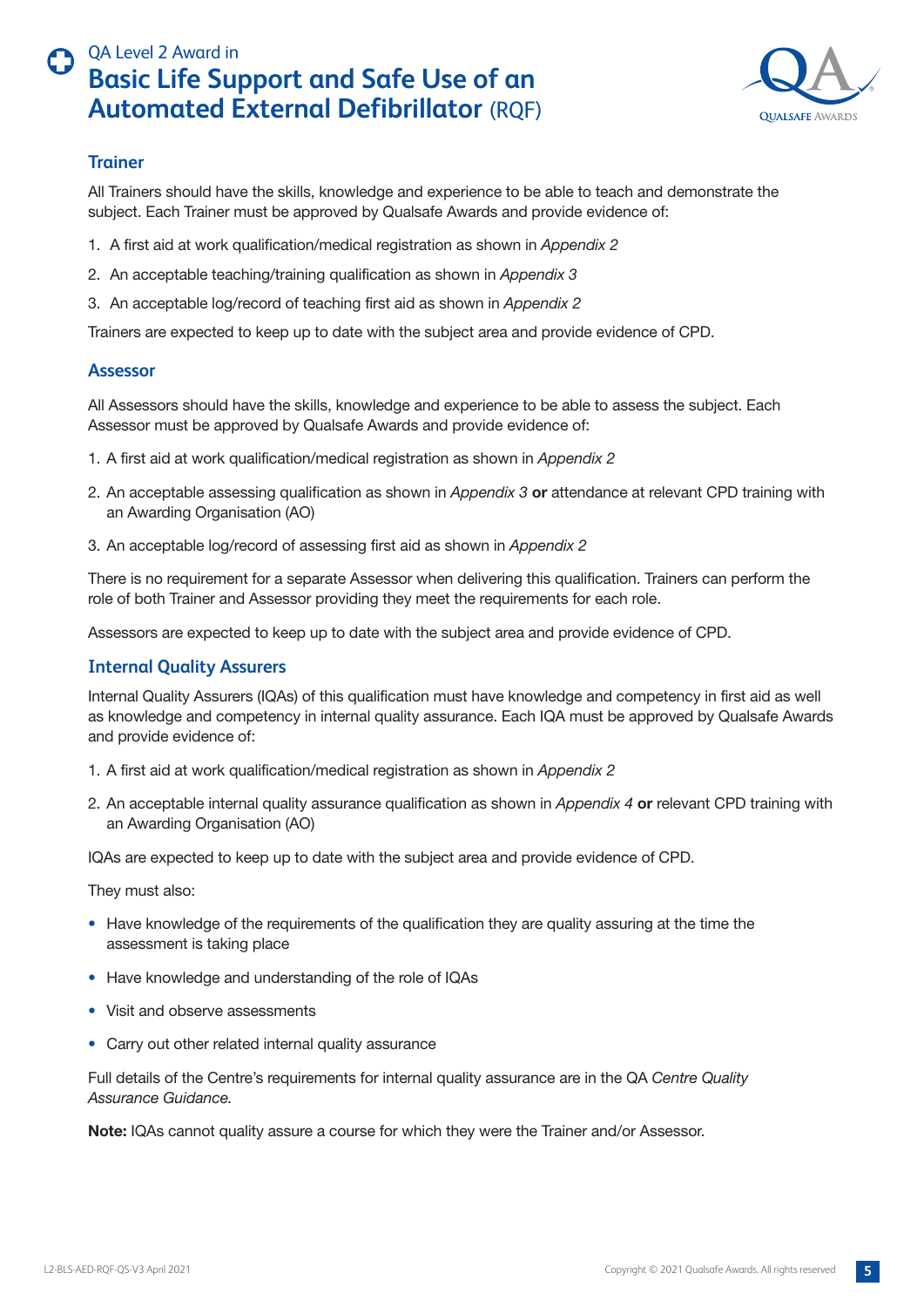## Trainer

All Trainers should have the skills, knowledge and experience to be able to teach and demonstrate the subject. Each Trainer must be approved by Qualsafe Awards and provide evidence of:

1. A first aid at work qualification/medical registration as shown in *Appendix 2*
2. An acceptable teaching/training qualification as shown in *Appendix 3*
3. An acceptable log/record of teaching first aid as shown in *Appendix 2*

Trainers are expected to keep up to date with the subject area and provide evidence of CPD.

## Assessor

All Assessors should have the skills, knowledge and experience to be able to assess the subject. Each Assessor must be approved by Qualsafe Awards and provide evidence of:

1. A first aid at work qualification/medical registration as shown in *Appendix 2*
2. An acceptable assessing qualification as shown in *Appendix 3* **or** attendance at relevant CPD training with an Awarding Organisation (AO)
3. An acceptable log/record of assessing first aid as shown in *Appendix 2*

There is no requirement for a separate Assessor when delivering this qualification. Trainers can perform the role of both Trainer and Assessor providing they meet the requirements for each role.

Assessors are expected to keep up to date with the subject area and provide evidence of CPD.

## Internal Quality Assurers

Internal Quality Assurers (IQAs) of this qualification must have knowledge and competency in first aid as well as knowledge and competency in internal quality assurance. Each IQA must be approved by Qualsafe Awards and provide evidence of:

1. A first aid at work qualification/medical registration as shown in *Appendix 2*
2. An acceptable internal quality assurance qualification as shown in *Appendix 4* **or** relevant CPD training with an Awarding Organisation (AO)

IQAs are expected to keep up to date with the subject area and provide evidence of CPD.

They must also:

- Have knowledge of the requirements of the qualification they are quality assuring at the time the assessment is taking place
- Have knowledge and understanding of the role of IQAs
- Visit and observe assessments
- Carry out other related internal quality assurance

Full details of the Centre's requirements for internal quality assurance are in the QA *Centre Quality Assurance Guidance.*

**Note:** IQAs cannot quality assure a course for which they were the Trainer and/or Assessor.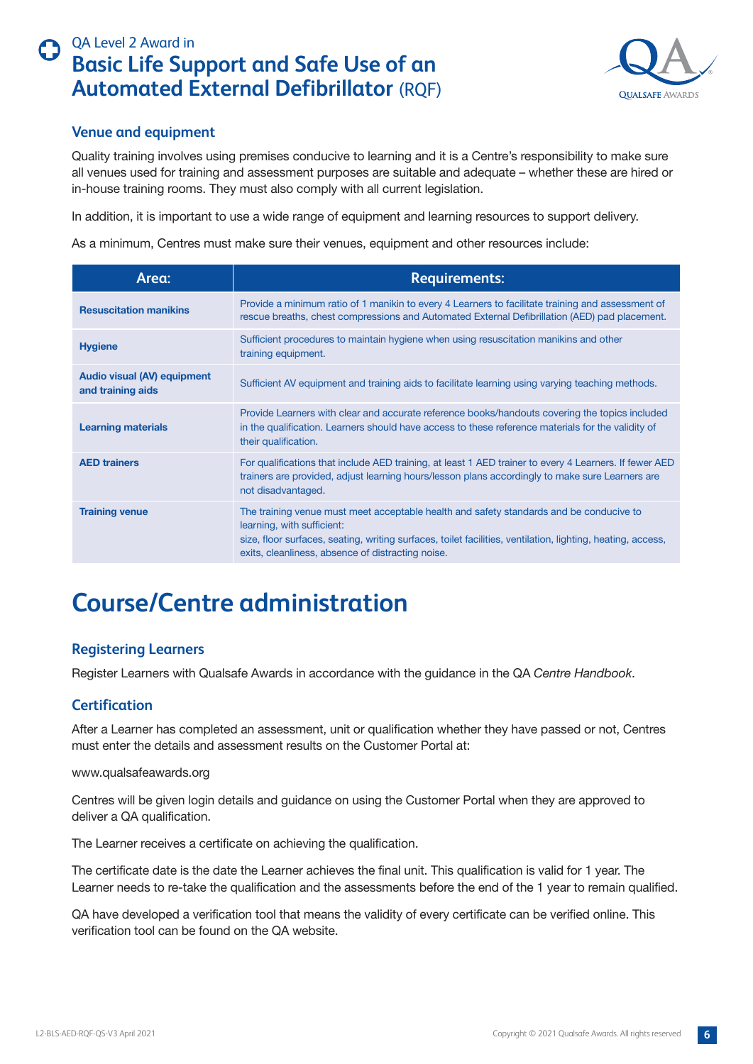### Venue and equipment

Quality training involves using premises conducive to learning and it is a Centre's responsibility to make sure all venues used for training and assessment purposes are suitable and adequate – whether these are hired or in-house training rooms. They must also comply with all current legislation.

In addition, it is important to use a wide range of equipment and learning resources to support delivery.

As a minimum, Centres must make sure their venues, equipment and other resources include:

| Area: | Requirements: |
| --- | --- |
| **Resuscitation manikins** | Provide a minimum ratio of 1 manikin to every 4 Learners to facilitate training and assessment of rescue breaths, chest compressions and Automated External Defibrillation (AED) pad placement. |
| **Hygiene** | Sufficient procedures to maintain hygiene when using resuscitation manikins and other training equipment. |
| **Audio visual (AV) equipment and training aids** | Sufficient AV equipment and training aids to facilitate learning using varying teaching methods. |
| **Learning materials** | Provide Learners with clear and accurate reference books/handouts covering the topics included in the qualification. Learners should have access to these reference materials for the validity of their qualification. |
| **AED trainers** | For qualifications that include AED training, at least 1 AED trainer to every 4 Learners. If fewer AED trainers are provided, adjust learning hours/lesson plans accordingly to make sure Learners are not disadvantaged. |
| **Training venue** | The training venue must meet acceptable health and safety standards and be conducive to learning, with sufficient: size, floor surfaces, seating, writing surfaces, toilet facilities, ventilation, lighting, heating, access, exits, cleanliness, absence of distracting noise. |

## Course/Centre administration

### Registering Learners

Register Learners with Qualsafe Awards in accordance with the guidance in the QA *Centre Handbook*.

### Certification

After a Learner has completed an assessment, unit or qualification whether they have passed or not, Centres must enter the details and assessment results on the Customer Portal at:

www.qualsafeawards.org

Centres will be given login details and guidance on using the Customer Portal when they are approved to deliver a QA qualification.

The Learner receives a certificate on achieving the qualification.

The certificate date is the date the Learner achieves the final unit. This qualification is valid for 1 year. The Learner needs to re-take the qualification and the assessments before the end of the 1 year to remain qualified.

QA have developed a verification tool that means the validity of every certificate can be verified online. This verification tool can be found on the QA website.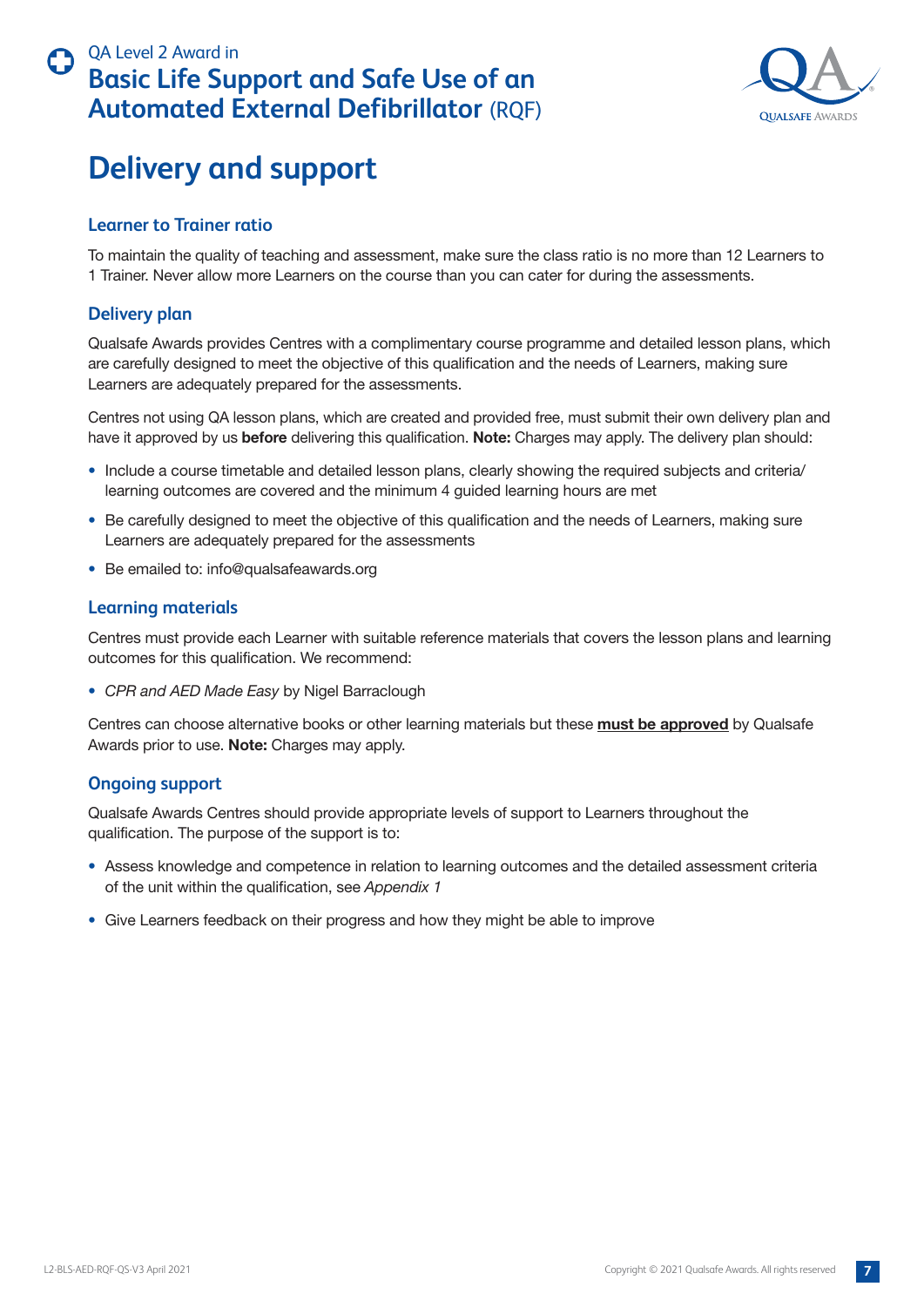# Delivery and support

### Learner to Trainer ratio

To maintain the quality of teaching and assessment, make sure the class ratio is no more than 12 Learners to 1 Trainer. Never allow more Learners on the course than you can cater for during the assessments.

### Delivery plan

Qualsafe Awards provides Centres with a complimentary course programme and detailed lesson plans, which are carefully designed to meet the objective of this qualification and the needs of Learners, making sure Learners are adequately prepared for the assessments.

Centres not using QA lesson plans, which are created and provided free, must submit their own delivery plan and have it approved by us **before** delivering this qualification. **Note:** Charges may apply. The delivery plan should:

- Include a course timetable and detailed lesson plans, clearly showing the required subjects and criteria/ learning outcomes are covered and the minimum 4 guided learning hours are met
- Be carefully designed to meet the objective of this qualification and the needs of Learners, making sure Learners are adequately prepared for the assessments
- Be emailed to: info@qualsafeawards.org

### Learning materials

Centres must provide each Learner with suitable reference materials that covers the lesson plans and learning outcomes for this qualification. We recommend:

- *CPR and AED Made Easy* by Nigel Barraclough

Centres can choose alternative books or other learning materials but these <u>**must be approved**</u> by Qualsafe Awards prior to use. **Note:** Charges may apply.

### Ongoing support

Qualsafe Awards Centres should provide appropriate levels of support to Learners throughout the qualification. The purpose of the support is to:

- Assess knowledge and competence in relation to learning outcomes and the detailed assessment criteria of the unit within the qualification, see *Appendix 1*
- Give Learners feedback on their progress and how they might be able to improve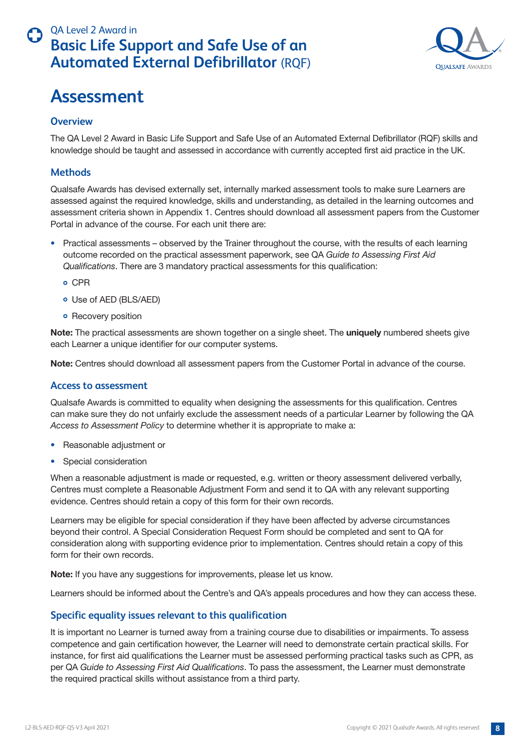# Assessment

## Overview

The QA Level 2 Award in Basic Life Support and Safe Use of an Automated External Defibrillator (RQF) skills and knowledge should be taught and assessed in accordance with currently accepted first aid practice in the UK.

## Methods

Qualsafe Awards has devised externally set, internally marked assessment tools to make sure Learners are assessed against the required knowledge, skills and understanding, as detailed in the learning outcomes and assessment criteria shown in Appendix 1. Centres should download all assessment papers from the Customer Portal in advance of the course. For each unit there are:

- Practical assessments – observed by the Trainer throughout the course, with the results of each learning outcome recorded on the practical assessment paperwork, see QA *Guide to Assessing First Aid Qualifications*. There are 3 mandatory practical assessments for this qualification:
  - CPR
  - Use of AED (BLS/AED)
  - Recovery position

**Note:** The practical assessments are shown together on a single sheet. The **uniquely** numbered sheets give each Learner a unique identifier for our computer systems.

**Note:** Centres should download all assessment papers from the Customer Portal in advance of the course.

## Access to assessment

Qualsafe Awards is committed to equality when designing the assessments for this qualification. Centres can make sure they do not unfairly exclude the assessment needs of a particular Learner by following the QA *Access to Assessment Policy* to determine whether it is appropriate to make a:

- Reasonable adjustment or
- Special consideration

When a reasonable adjustment is made or requested, e.g. written or theory assessment delivered verbally, Centres must complete a Reasonable Adjustment Form and send it to QA with any relevant supporting evidence. Centres should retain a copy of this form for their own records.

Learners may be eligible for special consideration if they have been affected by adverse circumstances beyond their control. A Special Consideration Request Form should be completed and sent to QA for consideration along with supporting evidence prior to implementation. Centres should retain a copy of this form for their own records.

**Note:** If you have any suggestions for improvements, please let us know.

Learners should be informed about the Centre's and QA's appeals procedures and how they can access these.

## Specific equality issues relevant to this qualification

It is important no Learner is turned away from a training course due to disabilities or impairments. To assess competence and gain certification however, the Learner will need to demonstrate certain practical skills. For instance, for first aid qualifications the Learner must be assessed performing practical tasks such as CPR, as per QA *Guide to Assessing First Aid Qualifications*. To pass the assessment, the Learner must demonstrate the required practical skills without assistance from a third party.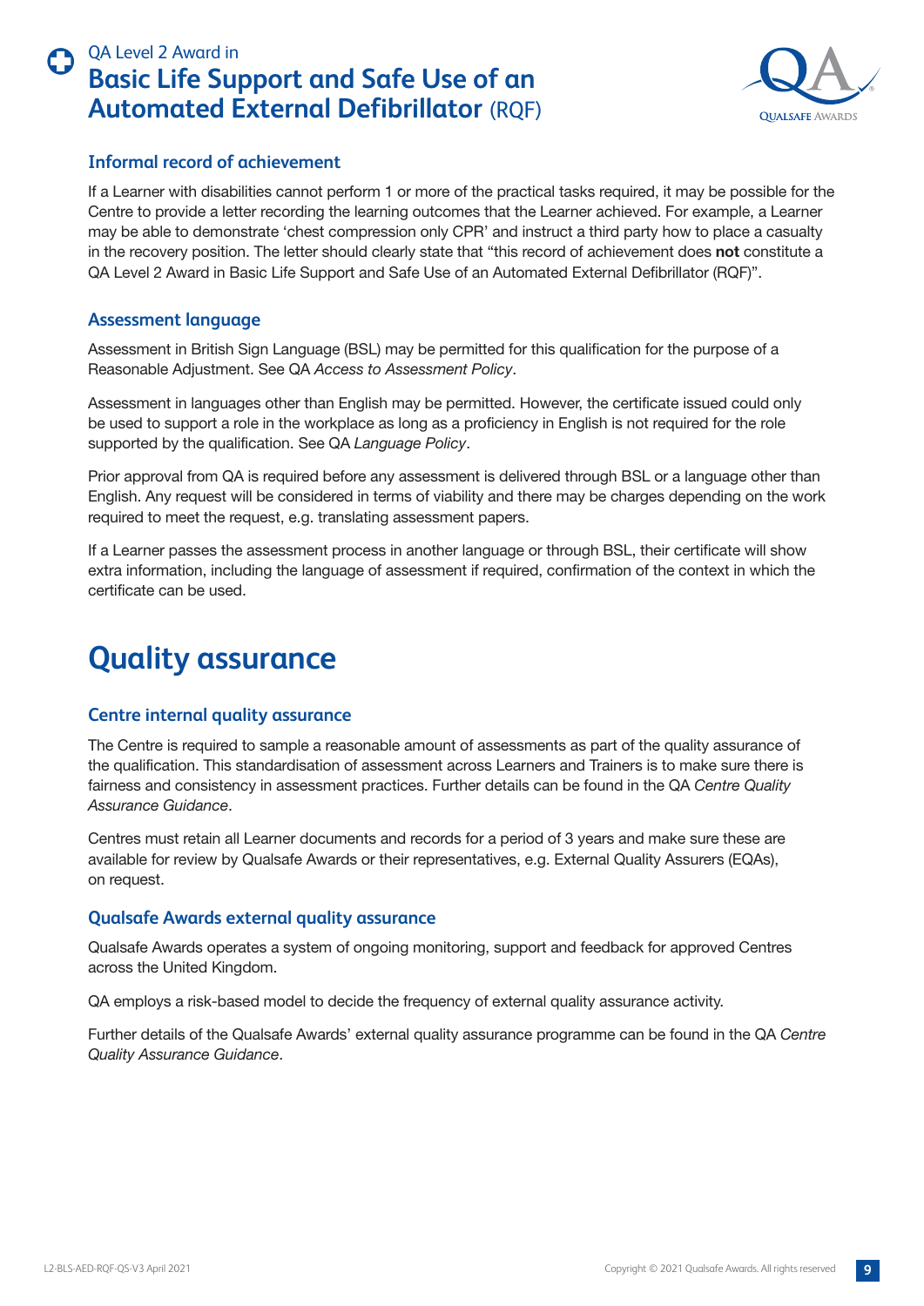### Informal record of achievement

If a Learner with disabilities cannot perform 1 or more of the practical tasks required, it may be possible for the Centre to provide a letter recording the learning outcomes that the Learner achieved. For example, a Learner may be able to demonstrate 'chest compression only CPR' and instruct a third party how to place a casualty in the recovery position. The letter should clearly state that "this record of achievement does **not** constitute a QA Level 2 Award in Basic Life Support and Safe Use of an Automated External Defibrillator (RQF)".

### Assessment language

Assessment in British Sign Language (BSL) may be permitted for this qualification for the purpose of a Reasonable Adjustment. See QA *Access to Assessment Policy*.

Assessment in languages other than English may be permitted. However, the certificate issued could only be used to support a role in the workplace as long as a proficiency in English is not required for the role supported by the qualification. See QA *Language Policy*.

Prior approval from QA is required before any assessment is delivered through BSL or a language other than English. Any request will be considered in terms of viability and there may be charges depending on the work required to meet the request, e.g. translating assessment papers.

If a Learner passes the assessment process in another language or through BSL, their certificate will show extra information, including the language of assessment if required, confirmation of the context in which the certificate can be used.

## Quality assurance

### Centre internal quality assurance

The Centre is required to sample a reasonable amount of assessments as part of the quality assurance of the qualification. This standardisation of assessment across Learners and Trainers is to make sure there is fairness and consistency in assessment practices. Further details can be found in the QA *Centre Quality Assurance Guidance*.

Centres must retain all Learner documents and records for a period of 3 years and make sure these are available for review by Qualsafe Awards or their representatives, e.g. External Quality Assurers (EQAs), on request.

### Qualsafe Awards external quality assurance

Qualsafe Awards operates a system of ongoing monitoring, support and feedback for approved Centres across the United Kingdom.

QA employs a risk-based model to decide the frequency of external quality assurance activity.

Further details of the Qualsafe Awards' external quality assurance programme can be found in the QA *Centre Quality Assurance Guidance*.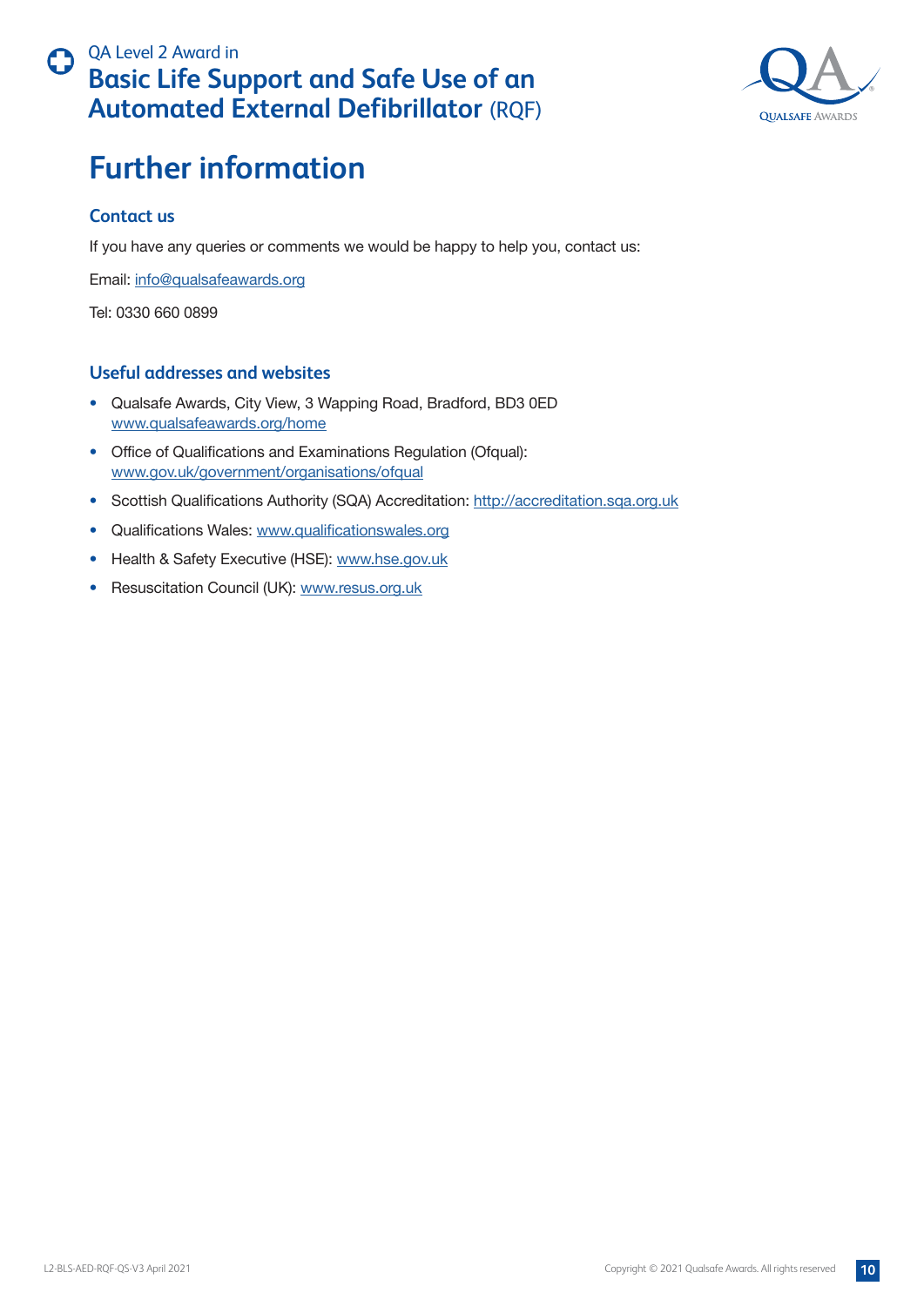# Further information

## Contact us

If you have any queries or comments we would be happy to help you, contact us:

Email: info@qualsafeawards.org

Tel: 0330 660 0899

## Useful addresses and websites

- Qualsafe Awards, City View, 3 Wapping Road, Bradford, BD3 0ED
  www.qualsafeawards.org/home
- Office of Qualifications and Examinations Regulation (Ofqual):
  www.gov.uk/government/organisations/ofqual
- Scottish Qualifications Authority (SQA) Accreditation: http://accreditation.sqa.org.uk
- Qualifications Wales: www.qualificationswales.org
- Health & Safety Executive (HSE): www.hse.gov.uk
- Resuscitation Council (UK): www.resus.org.uk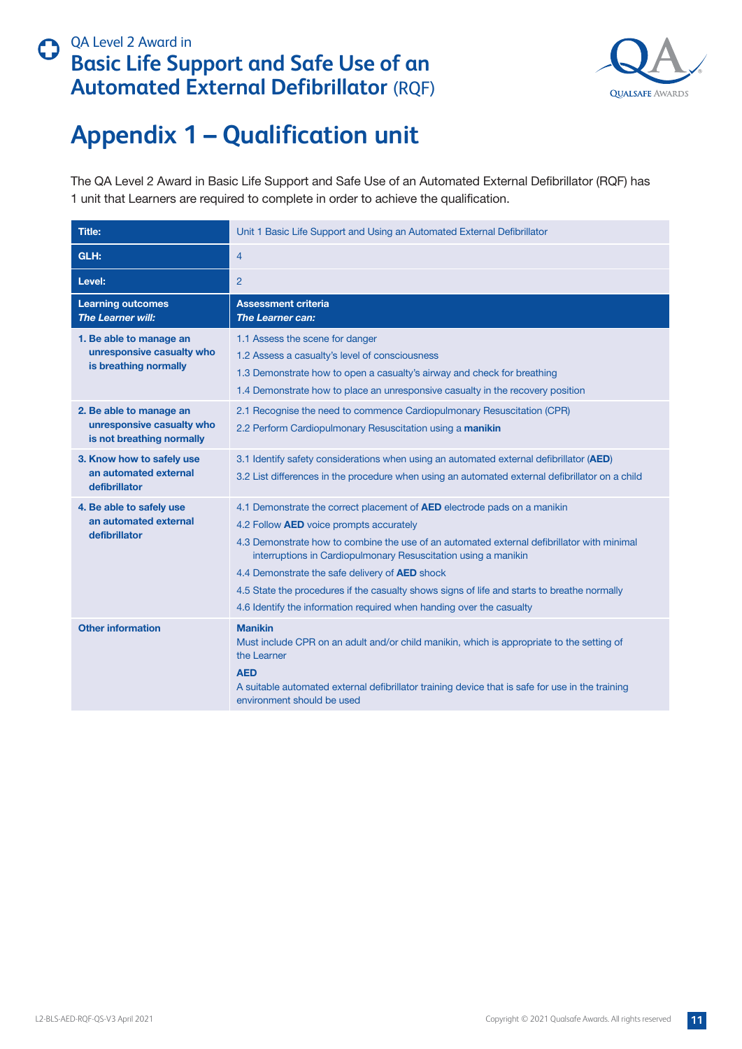# Appendix 1 – Qualification unit

The QA Level 2 Award in Basic Life Support and Safe Use of an Automated External Defibrillator (RQF) has 1 unit that Learners are required to complete in order to achieve the qualification.

| **Title:** | Unit 1 Basic Life Support and Using an Automated External Defibrillator |
|---|---|
| **GLH:** | 4 |
| **Level:** | 2 |
| **Learning outcomes**<br>***The Learner will:*** | **Assessment criteria**<br>***The Learner can:*** |
| **1. Be able to manage an unresponsive casualty who is breathing normally** | 1.1 Assess the scene for danger<br>1.2 Assess a casualty's level of consciousness<br>1.3 Demonstrate how to open a casualty's airway and check for breathing<br>1.4 Demonstrate how to place an unresponsive casualty in the recovery position |
| **2. Be able to manage an unresponsive casualty who is not breathing normally** | 2.1 Recognise the need to commence Cardiopulmonary Resuscitation (CPR)<br>2.2 Perform Cardiopulmonary Resuscitation using a **manikin** |
| **3. Know how to safely use an automated external defibrillator** | 3.1 Identify safety considerations when using an automated external defibrillator (**AED**)<br>3.2 List differences in the procedure when using an automated external defibrillator on a child |
| **4. Be able to safely use an automated external defibrillator** | 4.1 Demonstrate the correct placement of **AED** electrode pads on a manikin<br>4.2 Follow **AED** voice prompts accurately<br>4.3 Demonstrate how to combine the use of an automated external defibrillator with minimal interruptions in Cardiopulmonary Resuscitation using a manikin<br>4.4 Demonstrate the safe delivery of **AED** shock<br>4.5 State the procedures if the casualty shows signs of life and starts to breathe normally<br>4.6 Identify the information required when handing over the casualty |
| **Other information** | **Manikin**<br>Must include CPR on an adult and/or child manikin, which is appropriate to the setting of the Learner<br>**AED**<br>A suitable automated external defibrillator training device that is safe for use in the training environment should be used |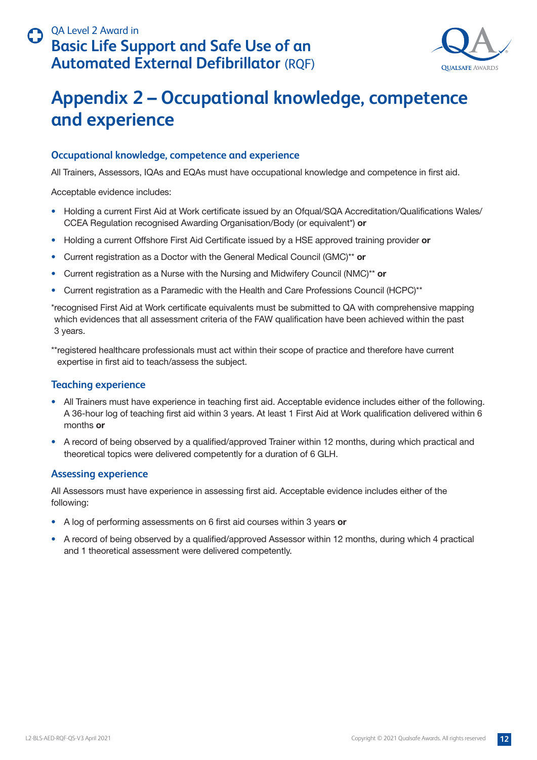# Appendix 2 – Occupational knowledge, competence and experience

### Occupational knowledge, competence and experience

All Trainers, Assessors, IQAs and EQAs must have occupational knowledge and competence in first aid.

Acceptable evidence includes:

- Holding a current First Aid at Work certificate issued by an Ofqual/SQA Accreditation/Qualifications Wales/CCEA Regulation recognised Awarding Organisation/Body (or equivalent*) **or**
- Holding a current Offshore First Aid Certificate issued by a HSE approved training provider **or**
- Current registration as a Doctor with the General Medical Council (GMC)** **or**
- Current registration as a Nurse with the Nursing and Midwifery Council (NMC)** **or**
- Current registration as a Paramedic with the Health and Care Professions Council (HCPC)**

*recognised First Aid at Work certificate equivalents must be submitted to QA with comprehensive mapping which evidences that all assessment criteria of the FAW qualification have been achieved within the past 3 years.

**registered healthcare professionals must act within their scope of practice and therefore have current expertise in first aid to teach/assess the subject.

### Teaching experience

- All Trainers must have experience in teaching first aid. Acceptable evidence includes either of the following. A 36-hour log of teaching first aid within 3 years. At least 1 First Aid at Work qualification delivered within 6 months **or**
- A record of being observed by a qualified/approved Trainer within 12 months, during which practical and theoretical topics were delivered competently for a duration of 6 GLH.

### Assessing experience

All Assessors must have experience in assessing first aid. Acceptable evidence includes either of the following:

- A log of performing assessments on 6 first aid courses within 3 years **or**
- A record of being observed by a qualified/approved Assessor within 12 months, during which 4 practical and 1 theoretical assessment were delivered competently.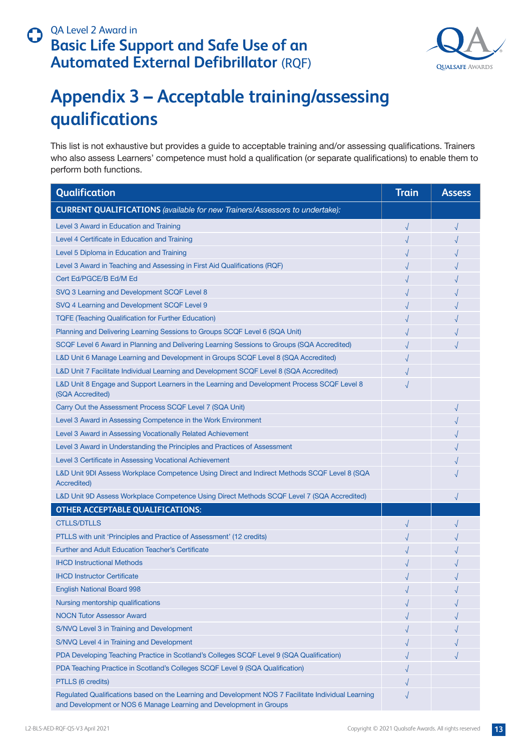# QA Level 2 Award in Basic Life Support and Safe Use of an Automated External Defibrillator (RQF)

## Appendix 3 – Acceptable training/assessing qualifications

This list is not exhaustive but provides a guide to acceptable training and/or assessing qualifications. Trainers who also assess Learners' competence must hold a qualification (or separate qualifications) to enable them to perform both functions.

| Qualification | Train | Assess |
|---|---|---|
| **CURRENT QUALIFICATIONS** *(available for new Trainers/Assessors to undertake):* | | |
| Level 3 Award in Education and Training | √ | √ |
| Level 4 Certificate in Education and Training | √ | √ |
| Level 5 Diploma in Education and Training | √ | √ |
| Level 3 Award in Teaching and Assessing in First Aid Qualifications (RQF) | √ | √ |
| Cert Ed/PGCE/B Ed/M Ed | √ | √ |
| SVQ 3 Learning and Development SCQF Level 8 | √ | √ |
| SVQ 4 Learning and Development SCQF Level 9 | √ | √ |
| TQFE (Teaching Qualification for Further Education) | √ | √ |
| Planning and Delivering Learning Sessions to Groups SCQF Level 6 (SQA Unit) | √ | √ |
| SCQF Level 6 Award in Planning and Delivering Learning Sessions to Groups (SQA Accredited) | √ | √ |
| L&D Unit 6 Manage Learning and Development in Groups SCQF Level 8 (SQA Accredited) | √ | |
| L&D Unit 7 Facilitate Individual Learning and Development SCQF Level 8 (SQA Accredited) | √ | |
| L&D Unit 8 Engage and Support Learners in the Learning and Development Process SCQF Level 8 (SQA Accredited) | √ | |
| Carry Out the Assessment Process SCQF Level 7 (SQA Unit) | | √ |
| Level 3 Award in Assessing Competence in the Work Environment | | √ |
| Level 3 Award in Assessing Vocationally Related Achievement | | √ |
| Level 3 Award in Understanding the Principles and Practices of Assessment | | √ |
| Level 3 Certificate in Assessing Vocational Achievement | | √ |
| L&D Unit 9DI Assess Workplace Competence Using Direct and Indirect Methods SCQF Level 8 (SQA Accredited) | | √ |
| L&D Unit 9D Assess Workplace Competence Using Direct Methods SCQF Level 7 (SQA Accredited) | | √ |
| **OTHER ACCEPTABLE QUALIFICATIONS:** | | |
| CTLLS/DTLLS | √ | √ |
| PTLLS with unit 'Principles and Practice of Assessment' (12 credits) | √ | √ |
| Further and Adult Education Teacher's Certificate | √ | √ |
| IHCD Instructional Methods | √ | √ |
| IHCD Instructor Certificate | √ | √ |
| English National Board 998 | √ | √ |
| Nursing mentorship qualifications | √ | √ |
| NOCN Tutor Assessor Award | √ | √ |
| S/NVQ Level 3 in Training and Development | √ | √ |
| S/NVQ Level 4 in Training and Development | √ | √ |
| PDA Developing Teaching Practice in Scotland's Colleges SCQF Level 9 (SQA Qualification) | √ | √ |
| PDA Teaching Practice in Scotland's Colleges SCQF Level 9 (SQA Qualification) | √ | |
| PTLLS (6 credits) | √ | |
| Regulated Qualifications based on the Learning and Development NOS 7 Facilitate Individual Learning and Development or NOS 6 Manage Learning and Development in Groups | √ | |

L2-BLS-AED-RQF-QS-V3 April 2021

Copyright © 2021 Qualsafe Awards. All rights reserved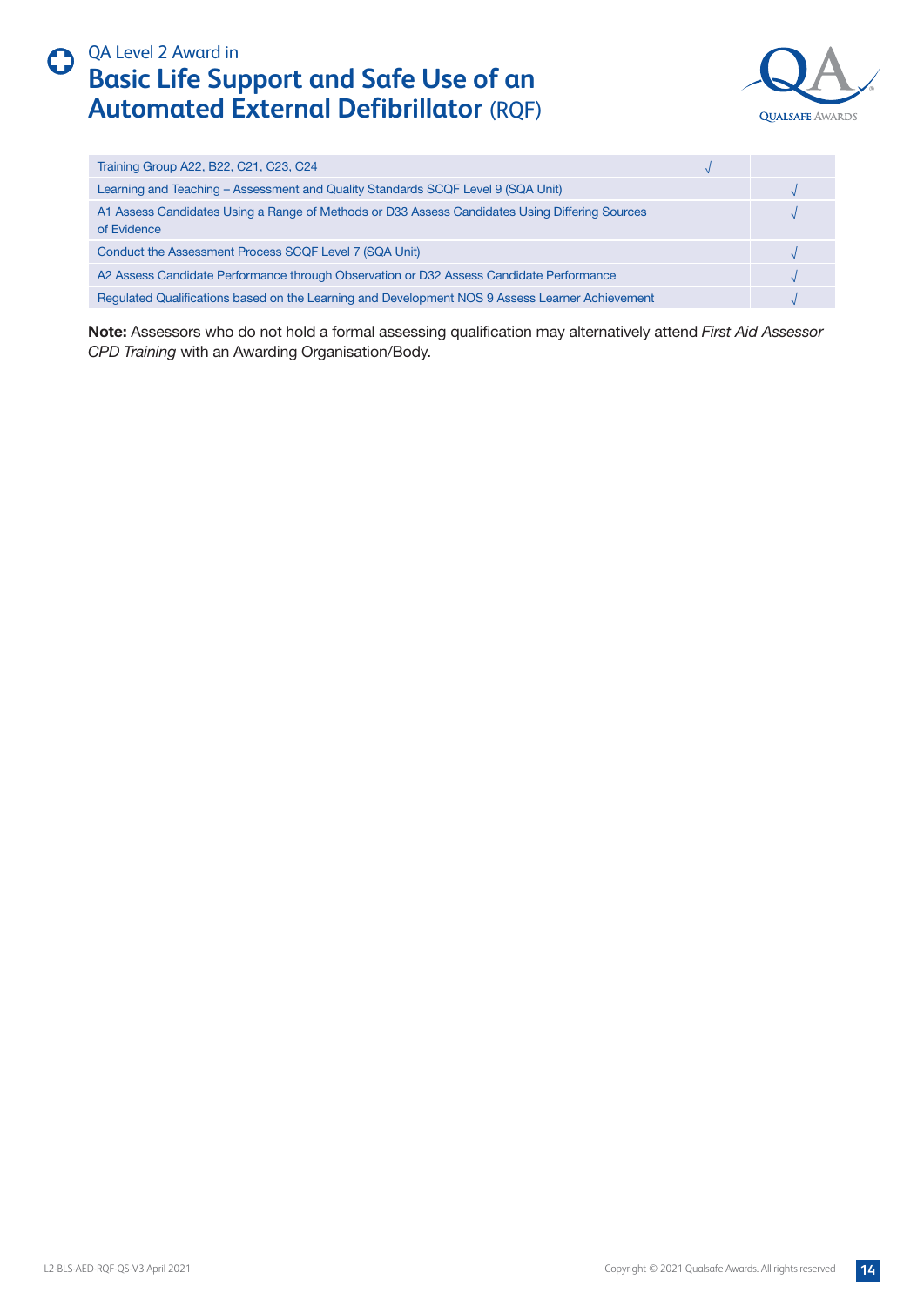| | | |
|---|---|---|
| Training Group A22, B22, C21, C23, C24 | √ | |
| Learning and Teaching – Assessment and Quality Standards SCQF Level 9 (SQA Unit) | | √ |
| A1 Assess Candidates Using a Range of Methods or D33 Assess Candidates Using Differing Sources of Evidence | | √ |
| Conduct the Assessment Process SCQF Level 7 (SQA Unit) | | √ |
| A2 Assess Candidate Performance through Observation or D32 Assess Candidate Performance | | √ |
| Regulated Qualifications based on the Learning and Development NOS 9 Assess Learner Achievement | | √ |

**Note:** Assessors who do not hold a formal assessing qualification may alternatively attend *First Aid Assessor CPD Training* with an Awarding Organisation/Body.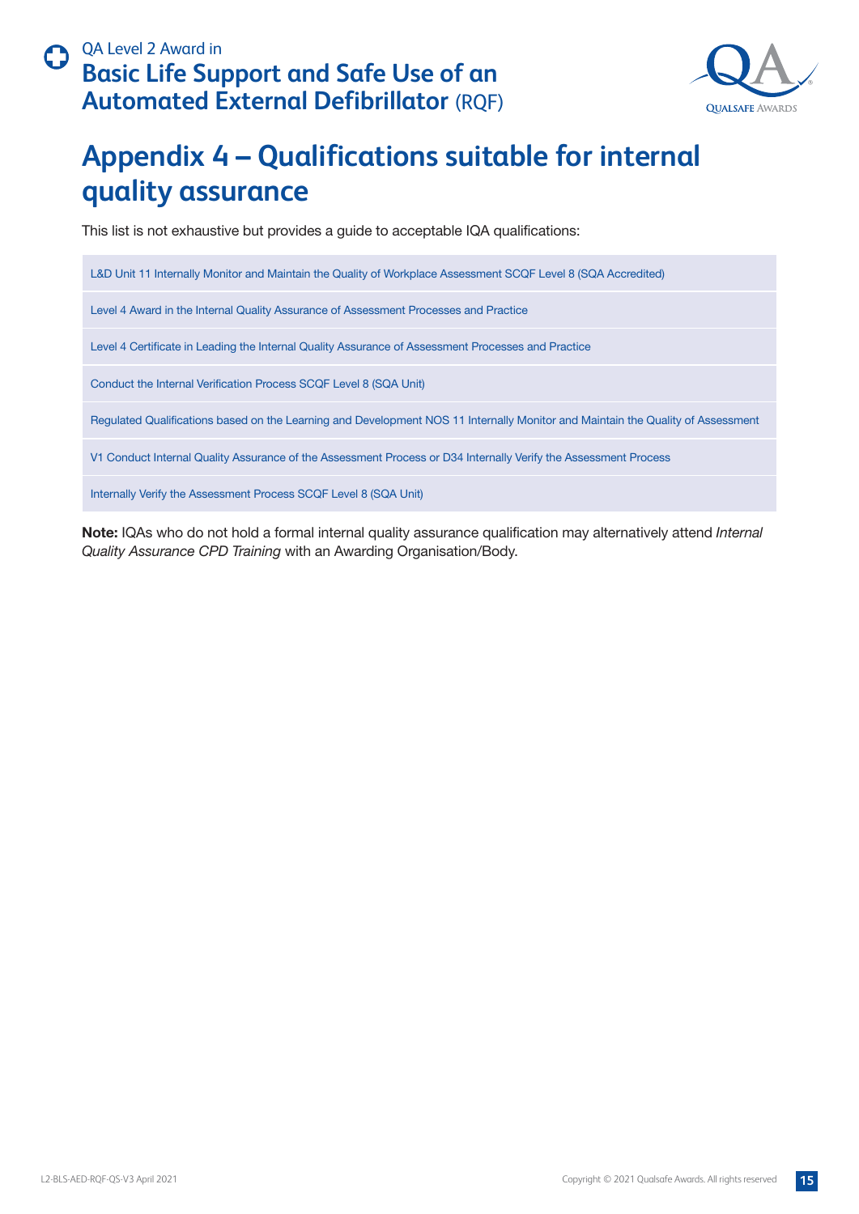# Appendix 4 – Qualifications suitable for internal quality assurance

This list is not exhaustive but provides a guide to acceptable IQA qualifications:

- L&D Unit 11 Internally Monitor and Maintain the Quality of Workplace Assessment SCQF Level 8 (SQA Accredited)
- Level 4 Award in the Internal Quality Assurance of Assessment Processes and Practice
- Level 4 Certificate in Leading the Internal Quality Assurance of Assessment Processes and Practice
- Conduct the Internal Verification Process SCQF Level 8 (SQA Unit)
- Regulated Qualifications based on the Learning and Development NOS 11 Internally Monitor and Maintain the Quality of Assessment
- V1 Conduct Internal Quality Assurance of the Assessment Process or D34 Internally Verify the Assessment Process
- Internally Verify the Assessment Process SCQF Level 8 (SQA Unit)

**Note:** IQAs who do not hold a formal internal quality assurance qualification may alternatively attend *Internal Quality Assurance CPD Training* with an Awarding Organisation/Body.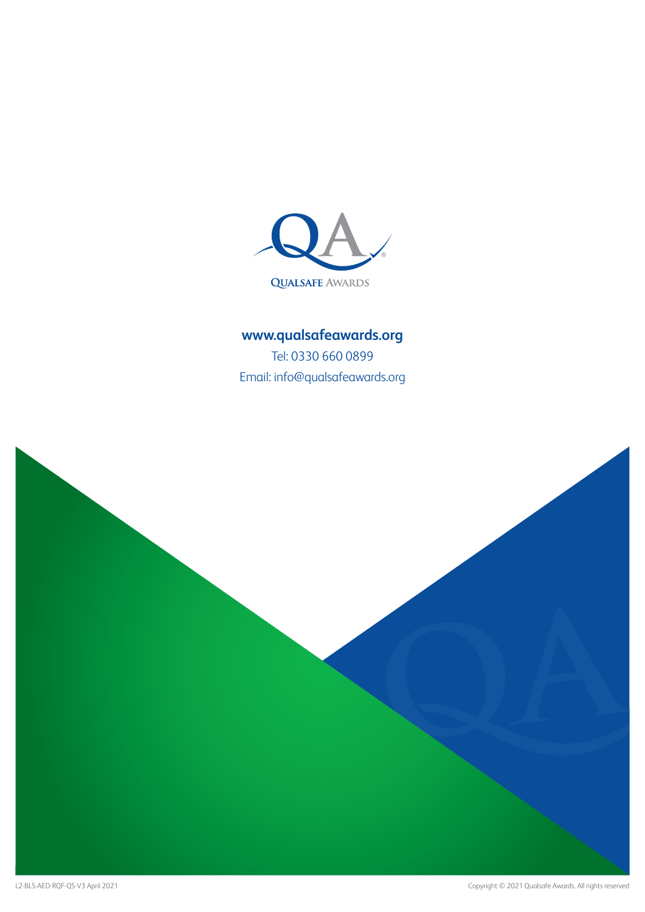QUALSAFE AWARDS

**www.qualsafeawards.org**

Tel: 0330 660 0899

Email: info@qualsafeawards.org

L2-BLS-AED-RQF-QS-V3 April 2021

Copyright © 2021 Qualsafe Awards. All rights reserved